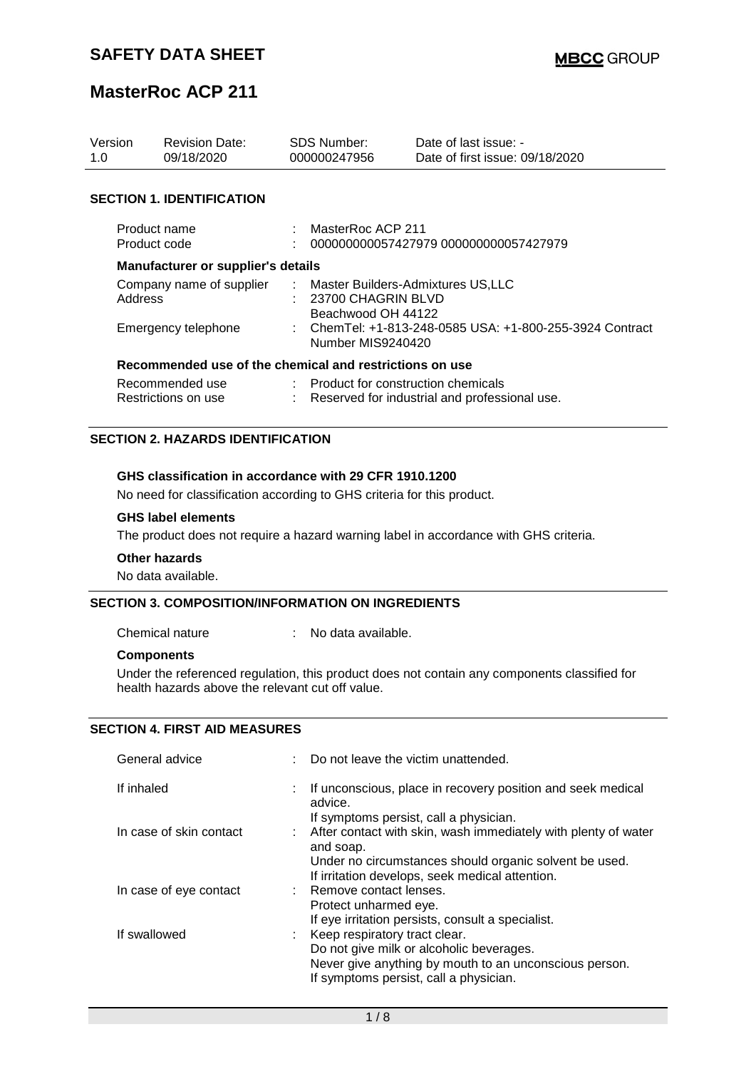# SAFETY DATA SHEET

# MasterRoc ACP 211

| Version | Revision Date: | SDS Number: | Date of last issue: - |
|---|---|---|---|
| 1.0 | 09/18/2020 | 000000247956 | Date of first issue: 09/18/2020 |

## SECTION 1. IDENTIFICATION

| | | |
|---|---|---|
| Product name | : | MasterRoc ACP 211 |
| Product code | : | 000000000057427979 000000000057427979 |

**Manufacturer or supplier's details**

| | | |
|---|---|---|
| Company name of supplier | : | Master Builders-Admixtures US,LLC |
| Address | : | 23700 CHAGRIN BLVD<br>Beachwood OH 44122 |
| Emergency telephone | : | ChemTel: +1-813-248-0585 USA: +1-800-255-3924 Contract Number MIS9240420 |

**Recommended use of the chemical and restrictions on use**

| | | |
|---|---|---|
| Recommended use | : | Product for construction chemicals |
| Restrictions on use | : | Reserved for industrial and professional use. |

## SECTION 2. HAZARDS IDENTIFICATION

**GHS classification in accordance with 29 CFR 1910.1200**

No need for classification according to GHS criteria for this product.

**GHS label elements**

The product does not require a hazard warning label in accordance with GHS criteria.

**Other hazards**

No data available.

## SECTION 3. COMPOSITION/INFORMATION ON INGREDIENTS

| | | |
|---|---|---|
| Chemical nature | : | No data available. |

**Components**

Under the referenced regulation, this product does not contain any components classified for health hazards above the relevant cut off value.

## SECTION 4. FIRST AID MEASURES

| | | |
|---|---|---|
| General advice | : | Do not leave the victim unattended. |
| If inhaled | : | If unconscious, place in recovery position and seek medical advice.<br>If symptoms persist, call a physician. |
| In case of skin contact | : | After contact with skin, wash immediately with plenty of water and soap.<br>Under no circumstances should organic solvent be used.<br>If irritation develops, seek medical attention. |
| In case of eye contact | : | Remove contact lenses.<br>Protect unharmed eye.<br>If eye irritation persists, consult a specialist. |
| If swallowed | : | Keep respiratory tract clear.<br>Do not give milk or alcoholic beverages.<br>Never give anything by mouth to an unconscious person.<br>If symptoms persist, call a physician. |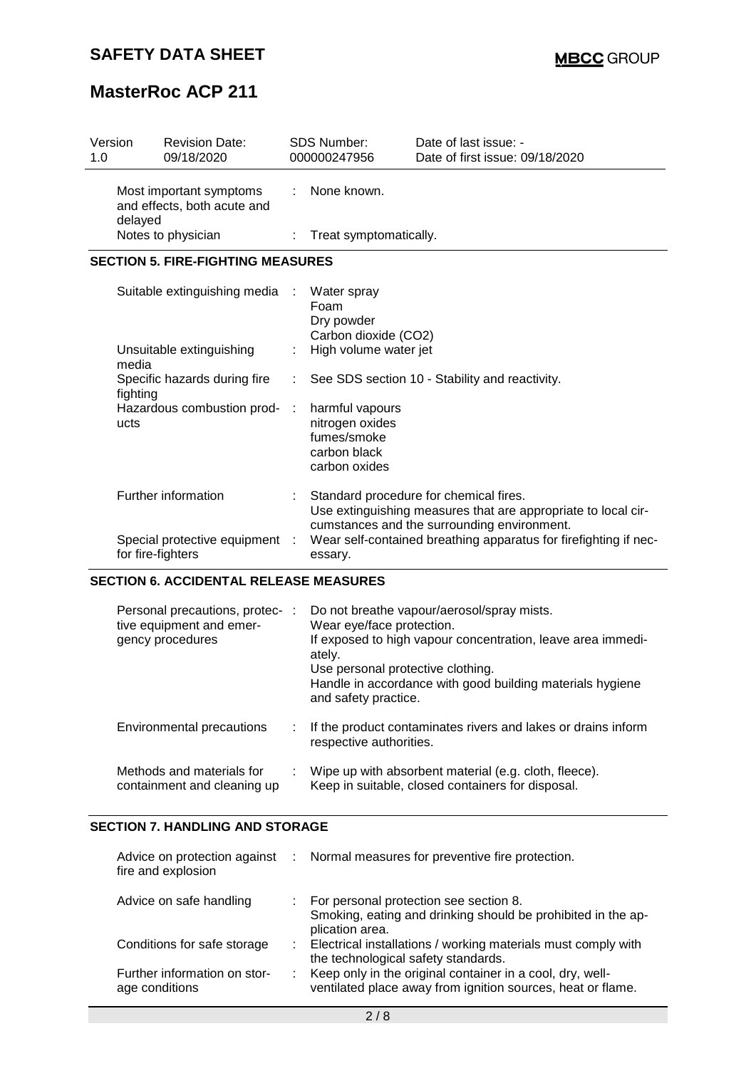| Version 1.0 | Revision Date: 09/18/2020 | SDS Number: 000000247956 | Date of last issue: - Date of first issue: 09/18/2020 |
|---|---|---|---|

| | |
|---|---|
| Most important symptoms and effects, both acute and delayed | : None known. |
| Notes to physician | : Treat symptomatically. |

## SECTION 5. FIRE-FIGHTING MEASURES

| | |
|---|---|
| Suitable extinguishing media | : Water spray<br>Foam<br>Dry powder<br>Carbon dioxide ($CO_2$) |
| Unsuitable extinguishing media | : High volume water jet |
| Specific hazards during fire fighting | : See SDS section 10 - Stability and reactivity. |
| Hazardous combustion products | : harmful vapours<br>nitrogen oxides<br>fumes/smoke<br>carbon black<br>carbon oxides |
| Further information | : Standard procedure for chemical fires.<br>Use extinguishing measures that are appropriate to local circumstances and the surrounding environment. |
| Special protective equipment for fire-fighters | : Wear self-contained breathing apparatus for firefighting if necessary. |

## SECTION 6. ACCIDENTAL RELEASE MEASURES

| | |
|---|---|
| Personal precautions, protective equipment and emergency procedures | : Do not breathe vapour/aerosol/spray mists.<br>Wear eye/face protection.<br>If exposed to high vapour concentration, leave area immediately.<br>Use personal protective clothing.<br>Handle in accordance with good building materials hygiene and safety practice. |
| Environmental precautions | : If the product contaminates rivers and lakes or drains inform respective authorities. |
| Methods and materials for containment and cleaning up | : Wipe up with absorbent material (e.g. cloth, fleece).<br>Keep in suitable, closed containers for disposal. |

## SECTION 7. HANDLING AND STORAGE

| | |
|---|---|
| Advice on protection against fire and explosion | : Normal measures for preventive fire protection. |
| Advice on safe handling | : For personal protection see section 8.<br>Smoking, eating and drinking should be prohibited in the application area. |
| Conditions for safe storage | : Electrical installations / working materials must comply with the technological safety standards. |
| Further information on storage conditions | : Keep only in the original container in a cool, dry, well-ventilated place away from ignition sources, heat or flame. |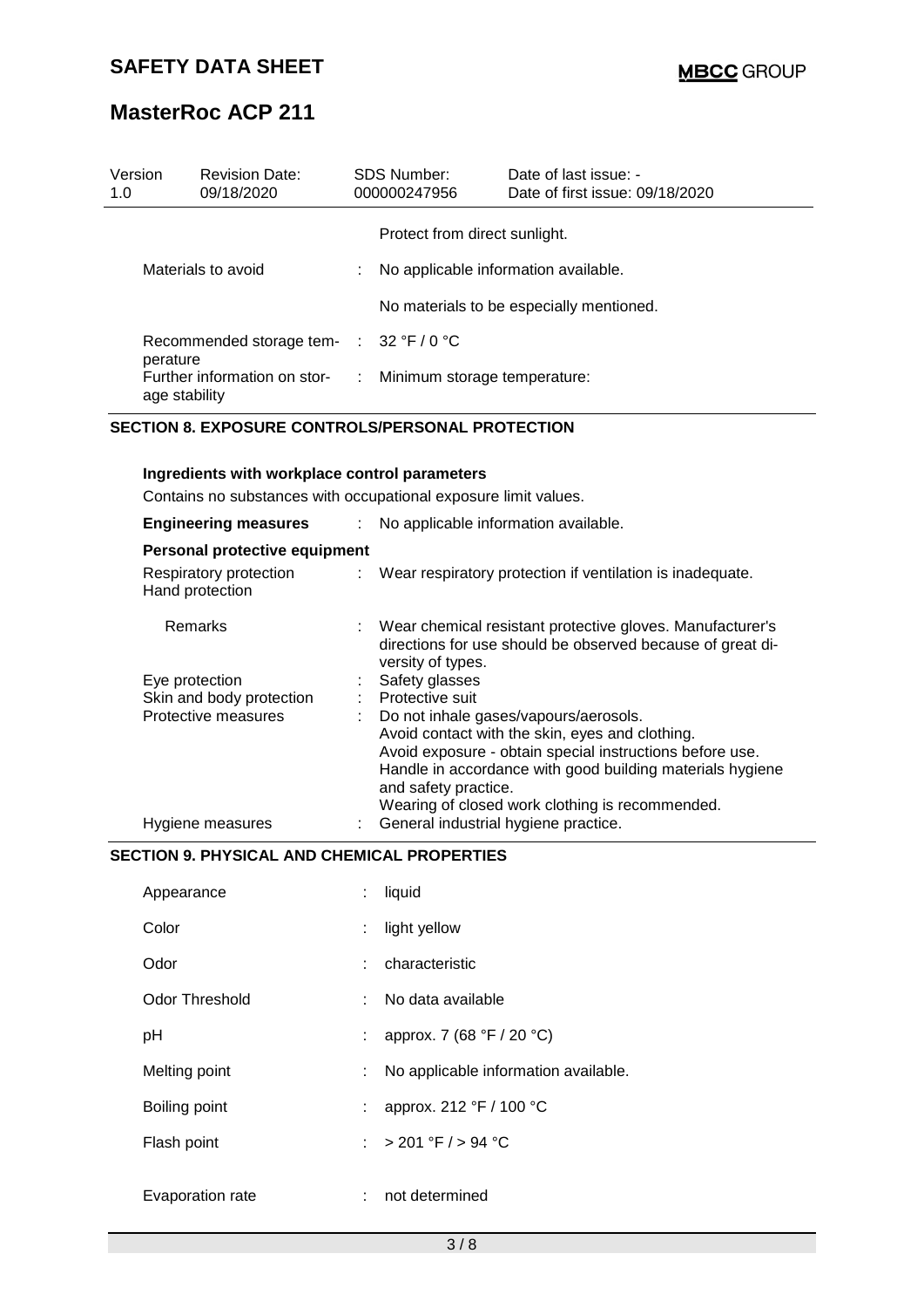| Version | Revision Date: | SDS Number: | Date of last issue: - |
|---|---|---|---|
| 1.0 | 09/18/2020 | 000000247956 | Date of first issue: 09/18/2020 |

| | | |
|---|---|---|
| | | Protect from direct sunlight. |
| Materials to avoid | : | No applicable information available. |
| | | No materials to be especially mentioned. |
| Recommended storage temperature | : | 32 °F / 0 °C |
| Further information on storage stability | : | Minimum storage temperature: |

## SECTION 8. EXPOSURE CONTROLS/PERSONAL PROTECTION

### Ingredients with workplace control parameters

Contains no substances with occupational exposure limit values.

| | | |
|---|---|---|
| **Engineering measures** | : | No applicable information available. |

### Personal protective equipment

| | | |
|---|---|---|
| Respiratory protection | : | Wear respiratory protection if ventilation is inadequate. |
| Hand protection | | |
| Remarks | : | Wear chemical resistant protective gloves. Manufacturer's directions for use should be observed because of great diversity of types. |
| Eye protection | : | Safety glasses |
| Skin and body protection | : | Protective suit |
| Protective measures | : | Do not inhale gases/vapours/aerosols.<br>Avoid contact with the skin, eyes and clothing.<br>Avoid exposure - obtain special instructions before use.<br>Handle in accordance with good building materials hygiene and safety practice.<br>Wearing of closed work clothing is recommended. |
| Hygiene measures | : | General industrial hygiene practice. |

## SECTION 9. PHYSICAL AND CHEMICAL PROPERTIES

| | | |
|---|---|---|
| Appearance | : | liquid |
| Color | : | light yellow |
| Odor | : | characteristic |
| Odor Threshold | : | No data available |
| pH | : | approx. 7 (68 °F / 20 °C) |
| Melting point | : | No applicable information available. |
| Boiling point | : | approx. 212 °F / 100 °C |
| Flash point | : | > 201 °F / > 94 °C |
| Evaporation rate | : | not determined |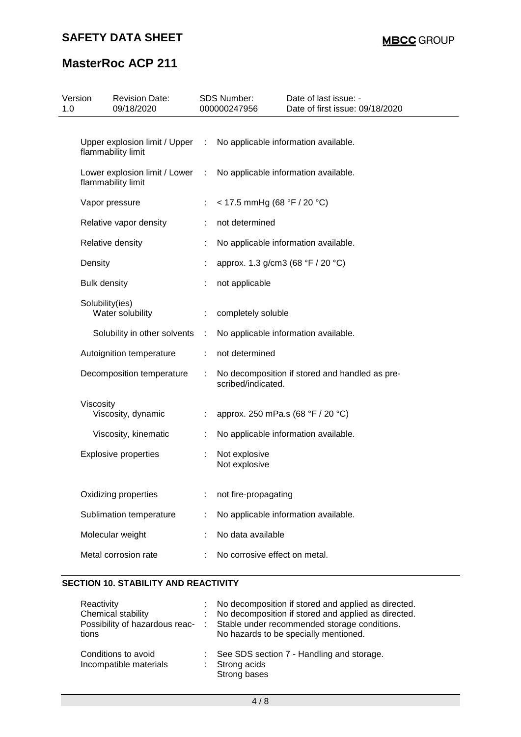| Version | Revision Date: | SDS Number: | Date of last issue: - |
|---|---|---|---|
| 1.0 | 09/18/2020 | 000000247956 | Date of first issue: 09/18/2020 |

| | | |
|---|---|---|
| Upper explosion limit / Upper flammability limit | : | No applicable information available. |
| Lower explosion limit / Lower flammability limit | : | No applicable information available. |
| Vapor pressure | : | < 17.5 mmHg (68 °F / 20 °C) |
| Relative vapor density | : | not determined |
| Relative density | : | No applicable information available. |
| Density | : | approx. 1.3 g/cm3 (68 °F / 20 °C) |
| Bulk density | : | not applicable |
| Solubility(ies) | | |
| Water solubility | : | completely soluble |
| Solubility in other solvents | : | No applicable information available. |
| Autoignition temperature | : | not determined |
| Decomposition temperature | : | No decomposition if stored and handled as prescribed/indicated. |
| Viscosity | | |
| Viscosity, dynamic | : | approx. 250 mPa.s (68 °F / 20 °C) |
| Viscosity, kinematic | : | No applicable information available. |
| Explosive properties | : | Not explosive<br>Not explosive |
| Oxidizing properties | : | not fire-propagating |
| Sublimation temperature | : | No applicable information available. |
| Molecular weight | : | No data available |
| Metal corrosion rate | : | No corrosive effect on metal. |

## SECTION 10. STABILITY AND REACTIVITY

| | | |
|---|---|---|
| Reactivity | : | No decomposition if stored and applied as directed. |
| Chemical stability | : | No decomposition if stored and applied as directed. |
| Possibility of hazardous reactions | : | Stable under recommended storage conditions.<br>No hazards to be specially mentioned. |
| Conditions to avoid | : | See SDS section 7 - Handling and storage. |
| Incompatible materials | : | Strong acids<br>Strong bases |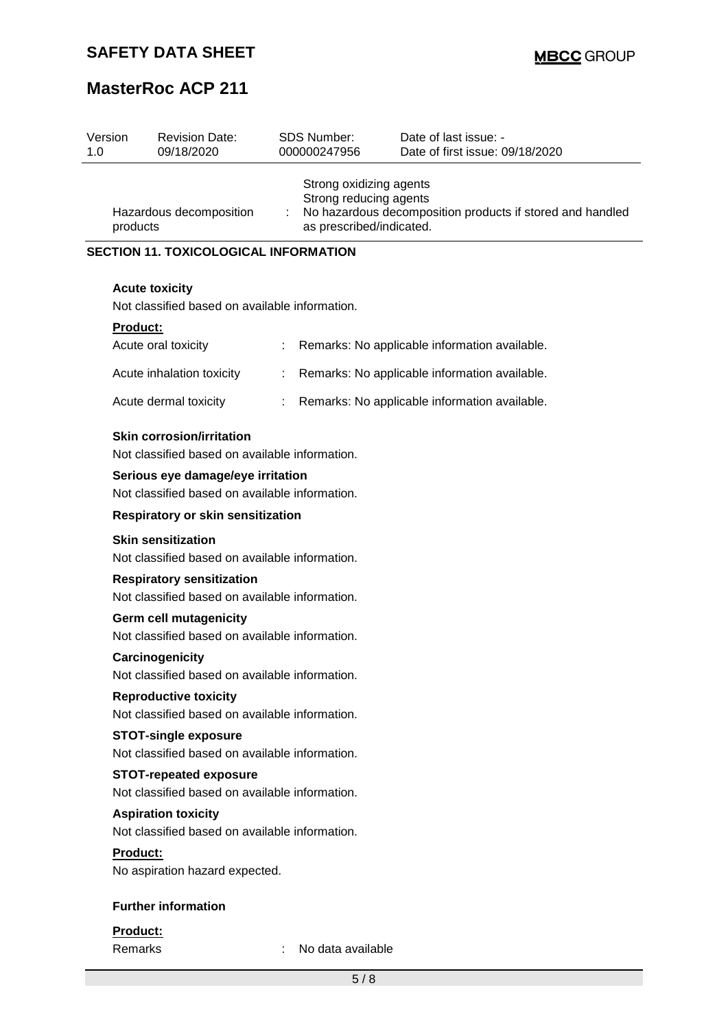| Version | Revision Date: | SDS Number: | Date of last issue: - |
|---|---|---|---|
| 1.0 | 09/18/2020 | 000000247956 | Date of first issue: 09/18/2020 |

Strong oxidizing agents
Strong reducing agents

Hazardous decomposition products : No hazardous decomposition products if stored and handled as prescribed/indicated.

## SECTION 11. TOXICOLOGICAL INFORMATION

**Acute toxicity**

Not classified based on available information.

**Product:**

Acute oral toxicity : Remarks: No applicable information available.

Acute inhalation toxicity : Remarks: No applicable information available.

Acute dermal toxicity : Remarks: No applicable information available.

**Skin corrosion/irritation**

Not classified based on available information.

**Serious eye damage/eye irritation**

Not classified based on available information.

**Respiratory or skin sensitization**

**Skin sensitization**

Not classified based on available information.

**Respiratory sensitization**

Not classified based on available information.

**Germ cell mutagenicity**

Not classified based on available information.

**Carcinogenicity**

Not classified based on available information.

**Reproductive toxicity**

Not classified based on available information.

**STOT-single exposure**

Not classified based on available information.

**STOT-repeated exposure**

Not classified based on available information.

**Aspiration toxicity**

Not classified based on available information.

**Product:**

No aspiration hazard expected.

**Further information**

**Product:**

Remarks : No data available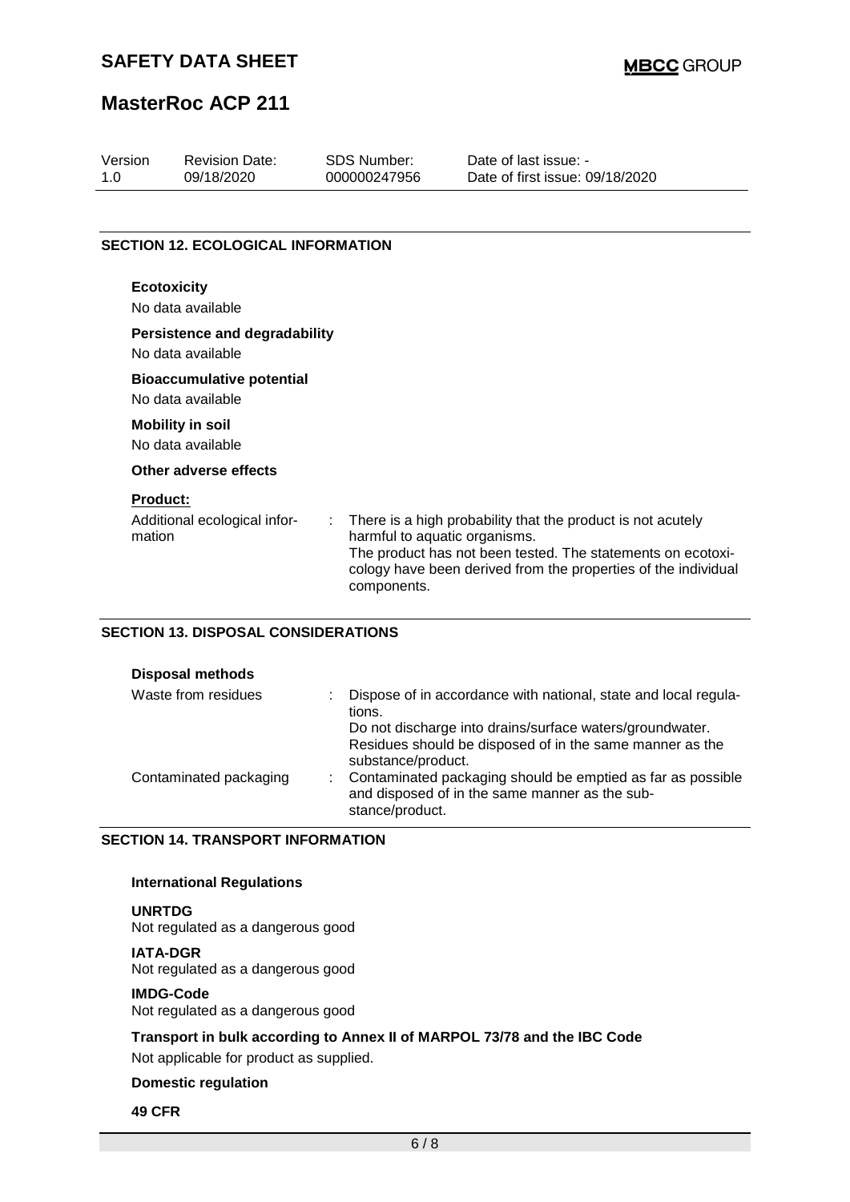## SECTION 12. ECOLOGICAL INFORMATION

**Ecotoxicity**

No data available

**Persistence and degradability**

No data available

**Bioaccumulative potential**

No data available

**Mobility in soil**

No data available

**Other adverse effects**

**Product:**

| | |
|---|---|
| Additional ecological information | : There is a high probability that the product is not acutely harmful to aquatic organisms.<br>The product has not been tested. The statements on ecotoxicology have been derived from the properties of the individual components. |

## SECTION 13. DISPOSAL CONSIDERATIONS

**Disposal methods**

| | |
|---|---|
| Waste from residues | : Dispose of in accordance with national, state and local regulations.<br>Do not discharge into drains/surface waters/groundwater.<br>Residues should be disposed of in the same manner as the substance/product. |
| Contaminated packaging | : Contaminated packaging should be emptied as far as possible and disposed of in the same manner as the substance/product. |

## SECTION 14. TRANSPORT INFORMATION

**International Regulations**

**UNRTDG**

Not regulated as a dangerous good

**IATA-DGR**

Not regulated as a dangerous good

**IMDG-Code**

Not regulated as a dangerous good

**Transport in bulk according to Annex II of MARPOL 73/78 and the IBC Code**

Not applicable for product as supplied.

**Domestic regulation**

**49 CFR**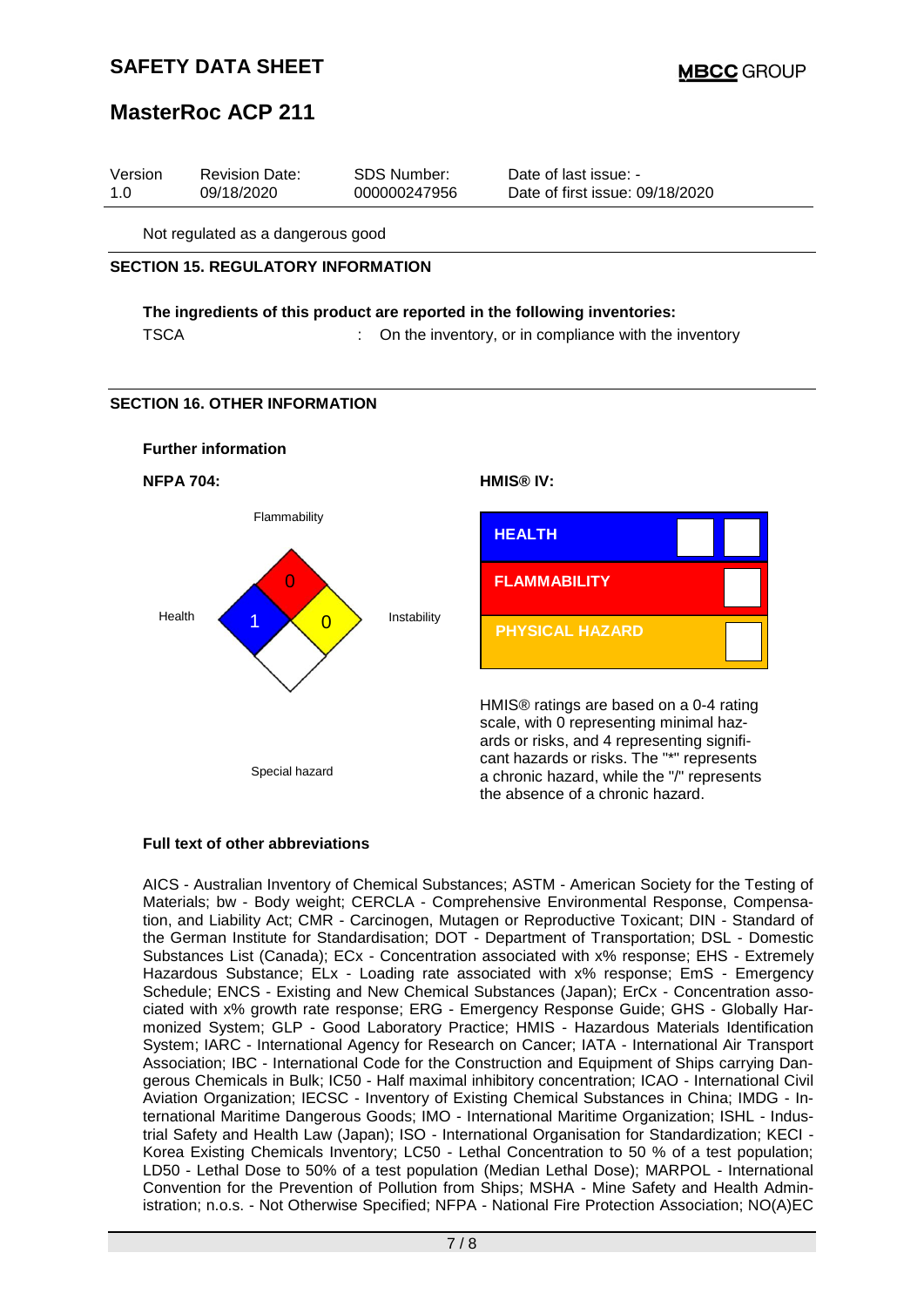Not regulated as a dangerous good

## SECTION 15. REGULATORY INFORMATION

**The ingredients of this product are reported in the following inventories:**

TSCA : On the inventory, or in compliance with the inventory

## SECTION 16. OTHER INFORMATION

**Further information**

**NFPA 704:**

Flammability: 0

Health: 1

Instability: 0

Special hazard

**HMIS® IV:**

| HMIS® IV | |
|---|---|
| HEALTH | |
| FLAMMABILITY | |
| PHYSICAL HAZARD | |

HMIS® ratings are based on a 0-4 rating scale, with 0 representing minimal hazards or risks, and 4 representing significant hazards or risks. The "*" represents a chronic hazard, while the "/" represents the absence of a chronic hazard.

**Full text of other abbreviations**

AICS - Australian Inventory of Chemical Substances; ASTM - American Society for the Testing of Materials; bw - Body weight; CERCLA - Comprehensive Environmental Response, Compensation, and Liability Act; CMR - Carcinogen, Mutagen or Reproductive Toxicant; DIN - Standard of the German Institute for Standardisation; DOT - Department of Transportation; DSL - Domestic Substances List (Canada); ECx - Concentration associated with x% response; EHS - Extremely Hazardous Substance; ELx - Loading rate associated with x% response; EmS - Emergency Schedule; ENCS - Existing and New Chemical Substances (Japan); ErCx - Concentration associated with x% growth rate response; ERG - Emergency Response Guide; GHS - Globally Harmonized System; GLP - Good Laboratory Practice; HMIS - Hazardous Materials Identification System; IARC - International Agency for Research on Cancer; IATA - International Air Transport Association; IBC - International Code for the Construction and Equipment of Ships carrying Dangerous Chemicals in Bulk; IC50 - Half maximal inhibitory concentration; ICAO - International Civil Aviation Organization; IECSC - Inventory of Existing Chemical Substances in China; IMDG - International Maritime Dangerous Goods; IMO - International Maritime Organization; ISHL - Industrial Safety and Health Law (Japan); ISO - International Organisation for Standardization; KECI - Korea Existing Chemicals Inventory; LC50 - Lethal Concentration to 50 % of a test population; LD50 - Lethal Dose to 50% of a test population (Median Lethal Dose); MARPOL - International Convention for the Prevention of Pollution from Ships; MSHA - Mine Safety and Health Administration; n.o.s. - Not Otherwise Specified; NFPA - National Fire Protection Association; NO(A)EC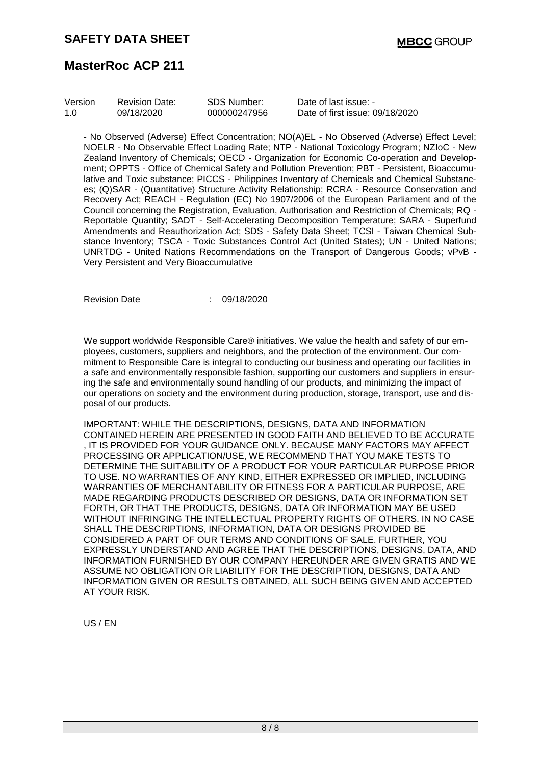- No Observed (Adverse) Effect Concentration; NO(A)EL - No Observed (Adverse) Effect Level; NOELR - No Observable Effect Loading Rate; NTP - National Toxicology Program; NZIoC - New Zealand Inventory of Chemicals; OECD - Organization for Economic Co-operation and Development; OPPTS - Office of Chemical Safety and Pollution Prevention; PBT - Persistent, Bioaccumulative and Toxic substance; PICCS - Philippines Inventory of Chemicals and Chemical Substances; (Q)SAR - (Quantitative) Structure Activity Relationship; RCRA - Resource Conservation and Recovery Act; REACH - Regulation (EC) No 1907/2006 of the European Parliament and of the Council concerning the Registration, Evaluation, Authorisation and Restriction of Chemicals; RQ - Reportable Quantity; SADT - Self-Accelerating Decomposition Temperature; SARA - Superfund Amendments and Reauthorization Act; SDS - Safety Data Sheet; TCSI - Taiwan Chemical Substance Inventory; TSCA - Toxic Substances Control Act (United States); UN - United Nations; UNRTDG - United Nations Recommendations on the Transport of Dangerous Goods; vPvB - Very Persistent and Very Bioaccumulative

Revision Date : 09/18/2020

We support worldwide Responsible Care® initiatives. We value the health and safety of our employees, customers, suppliers and neighbors, and the protection of the environment. Our commitment to Responsible Care is integral to conducting our business and operating our facilities in a safe and environmentally responsible fashion, supporting our customers and suppliers in ensuring the safe and environmentally sound handling of our products, and minimizing the impact of our operations on society and the environment during production, storage, transport, use and disposal of our products.

IMPORTANT: WHILE THE DESCRIPTIONS, DESIGNS, DATA AND INFORMATION CONTAINED HEREIN ARE PRESENTED IN GOOD FAITH AND BELIEVED TO BE ACCURATE , IT IS PROVIDED FOR YOUR GUIDANCE ONLY. BECAUSE MANY FACTORS MAY AFFECT PROCESSING OR APPLICATION/USE, WE RECOMMEND THAT YOU MAKE TESTS TO DETERMINE THE SUITABILITY OF A PRODUCT FOR YOUR PARTICULAR PURPOSE PRIOR TO USE. NO WARRANTIES OF ANY KIND, EITHER EXPRESSED OR IMPLIED, INCLUDING WARRANTIES OF MERCHANTABILITY OR FITNESS FOR A PARTICULAR PURPOSE, ARE MADE REGARDING PRODUCTS DESCRIBED OR DESIGNS, DATA OR INFORMATION SET FORTH, OR THAT THE PRODUCTS, DESIGNS, DATA OR INFORMATION MAY BE USED WITHOUT INFRINGING THE INTELLECTUAL PROPERTY RIGHTS OF OTHERS. IN NO CASE SHALL THE DESCRIPTIONS, INFORMATION, DATA OR DESIGNS PROVIDED BE CONSIDERED A PART OF OUR TERMS AND CONDITIONS OF SALE. FURTHER, YOU EXPRESSLY UNDERSTAND AND AGREE THAT THE DESCRIPTIONS, DESIGNS, DATA, AND INFORMATION FURNISHED BY OUR COMPANY HEREUNDER ARE GIVEN GRATIS AND WE ASSUME NO OBLIGATION OR LIABILITY FOR THE DESCRIPTION, DESIGNS, DATA AND INFORMATION GIVEN OR RESULTS OBTAINED, ALL SUCH BEING GIVEN AND ACCEPTED AT YOUR RISK.

US / EN